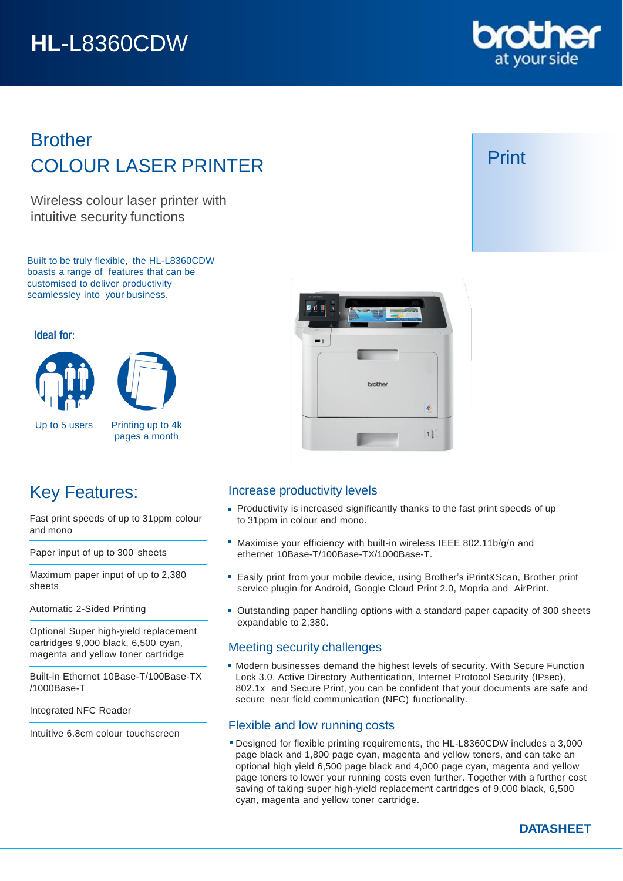# HL-L8360CDW

## Brother COLOUR LASER PRINTER

Print

Wireless colour laser printer with intuitive security functions

Built to be truly flexible, the HL-L8360CDW boasts a range of features that can be customised to deliver productivity seamlessley into your business.

**Ideal for:**

Up to 5 users

Printing up to 4k pages a month

## Key Features:

- Fast print speeds of up to 31ppm colour and mono
- Paper input of up to 300 sheets
- Maximum paper input of up to 2,380 sheets
- Automatic 2-Sided Printing
- Optional Super high-yield replacement cartridges 9,000 black, 6,500 cyan, magenta and yellow toner cartridge
- Built-in Ethernet 10Base-T/100Base-TX /1000Base-T
- Integrated NFC Reader
- Intuitive 6.8cm colour touchscreen

### Increase productivity levels

- Productivity is increased significantly thanks to the fast print speeds of up to 31ppm in colour and mono.
- Maximise your efficiency with built-in wireless IEEE 802.11b/g/n and ethernet 10Base-T/100Base-TX/1000Base-T.
- Easily print from your mobile device, using Brother's iPrint&Scan, Brother print service plugin for Android, Google Cloud Print 2.0, Mopria and AirPrint.
- Outstanding paper handling options with a standard paper capacity of 300 sheets expandable to 2,380.

### Meeting security challenges

- Modern businesses demand the highest levels of security. With Secure Function Lock 3.0, Active Directory Authentication, Internet Protocol Security (IPsec), 802.1x and Secure Print, you can be confident that your documents are safe and secure near field communication (NFC) functionality.

### Flexible and low running costs

- Designed for flexible printing requirements, the HL-L8360CDW includes a 3,000 page black and 1,800 page cyan, magenta and yellow toners, and can take an optional high yield 6,500 page black and 4,000 page cyan, magenta and yellow page toners to lower your running costs even further. Together with a further cost saving of taking super high-yield replacement cartridges of 9,000 black, 6,500 cyan, magenta and yellow toner cartridge.

**DATASHEET**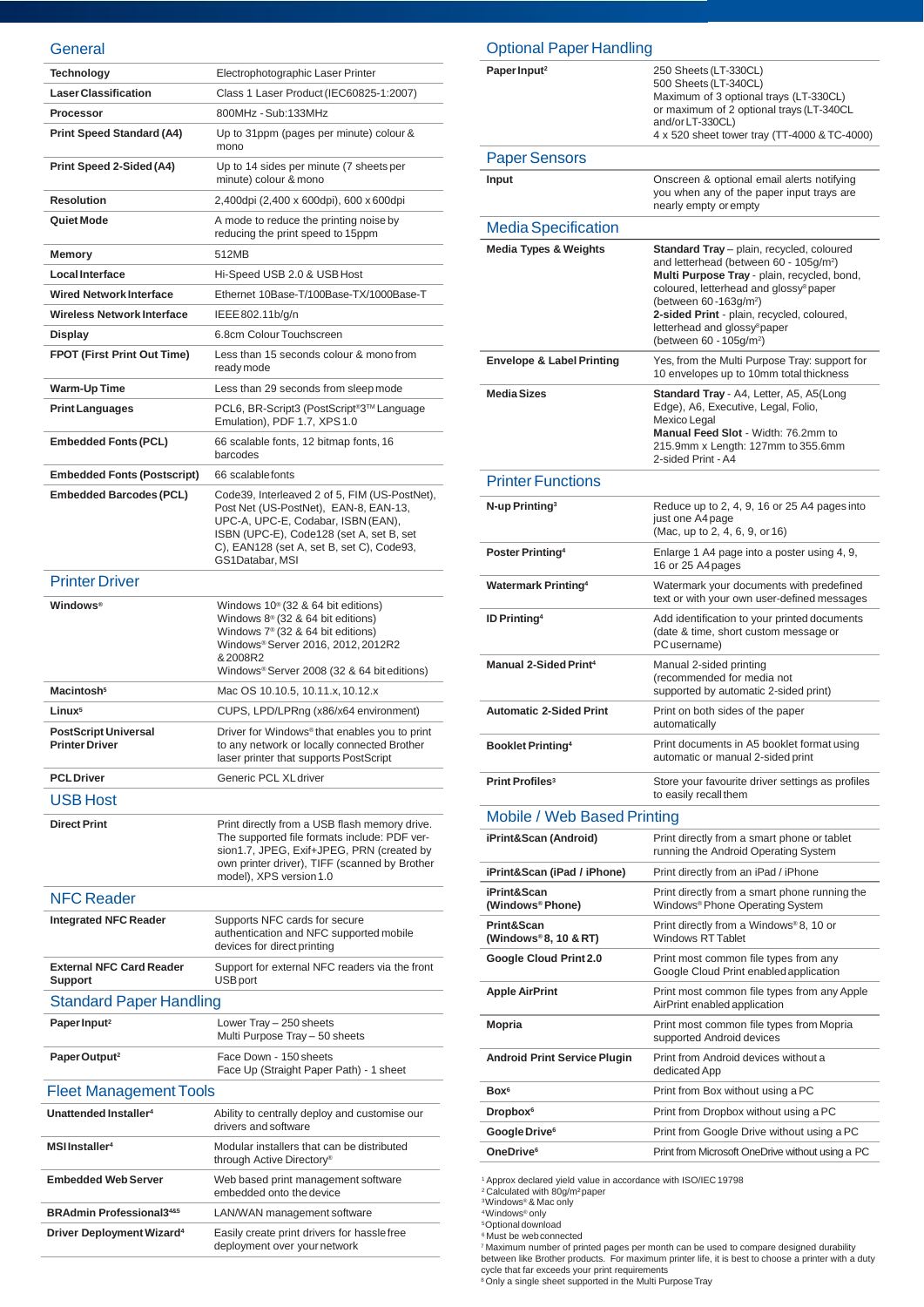## General

| | |
|---|---|
| **Technology** | Electrophotographic Laser Printer |
| **Laser Classification** | Class 1 Laser Product (IEC60825-1:2007) |
| **Processor** | 800MHz - Sub:133MHz |
| **Print Speed Standard (A4)** | Up to 31ppm (pages per minute) colour & mono |
| **Print Speed 2-Sided (A4)** | Up to 14 sides per minute (7 sheets per minute) colour & mono |
| **Resolution** | 2,400dpi (2,400 x 600dpi), 600 x 600dpi |
| **Quiet Mode** | A mode to reduce the printing noise by reducing the print speed to 15ppm |
| **Memory** | 512MB |
| **Local Interface** | Hi-Speed USB 2.0 & USB Host |
| **Wired Network Interface** | Ethernet 10Base-T/100Base-TX/1000Base-T |
| **Wireless Network Interface** | IEEE 802.11b/g/n |
| **Display** | 6.8cm Colour Touchscreen |
| **FPOT (First Print Out Time)** | Less than 15 seconds colour & mono from ready mode |
| **Warm-Up Time** | Less than 29 seconds from sleep mode |
| **Print Languages** | PCL6, BR-Script3 (PostScript®3™ Language Emulation), PDF 1.7, XPS 1.0 |
| **Embedded Fonts (PCL)** | 66 scalable fonts, 12 bitmap fonts, 16 barcodes |
| **Embedded Fonts (Postscript)** | 66 scalable fonts |
| **Embedded Barcodes (PCL)** | Code39, Interleaved 2 of 5, FIM (US-PostNet), Post Net (US-PostNet), EAN-8, EAN-13, UPC-A, UPC-E, Codabar, ISBN (EAN), ISBN (UPC-E), Code128 (set A, set B, set C), EAN128 (set A, set B, set C), Code93, GS1Databar, MSI |

## Printer Driver

| | |
|---|---|
| **Windows®** | Windows 10® (32 & 64 bit editions)<br>Windows 8® (32 & 64 bit editions)<br>Windows 7® (32 & 64 bit editions)<br>Windows® Server 2016, 2012, 2012R2 & 2008R2<br>Windows® Server 2008 (32 & 64 bit editions) |
| **Macintosh[5]** | Mac OS 10.10.5, 10.11.x, 10.12.x |
| **Linux[5]** | CUPS, LPD/LPRng (x86/x64 environment) |
| **PostScript Universal Printer Driver** | Driver for Windows® that enables you to print to any network or locally connected Brother laser printer that supports PostScript |
| **PCL Driver** | Generic PCL XL driver |

## USB Host

| | |
|---|---|
| **Direct Print** | Print directly from a USB flash memory drive. The supported file formats include: PDF version1.7, JPEG, Exif+JPEG, PRN (created by own printer driver), TIFF (scanned by Brother model), XPS version 1.0 |

## NFC Reader

| | |
|---|---|
| **Integrated NFC Reader** | Supports NFC cards for secure authentication and NFC supported mobile devices for direct printing |
| **External NFC Card Reader Support** | Support for external NFC readers via the front USB port |

## Standard Paper Handling

| | |
|---|---|
| **Paper Input[2]** | Lower Tray – 250 sheets<br>Multi Purpose Tray – 50 sheets |
| **Paper Output[2]** | Face Down - 150 sheets<br>Face Up (Straight Paper Path) - 1 sheet |

## Fleet Management Tools

| | |
|---|---|
| **Unattended Installer[4]** | Ability to centrally deploy and customise our drivers and software |
| **MSI Installer[4]** | Modular installers that can be distributed through Active Directory® |
| **Embedded Web Server** | Web based print management software embedded onto the device |
| **BRAdmin Professional3[4&5]** | LAN/WAN management software |
| **Driver Deployment Wizard[4]** | Easily create print drivers for hassle free deployment over your network |

## Optional Paper Handling

| | |
|---|---|
| **Paper Input[2]** | 250 Sheets (LT-330CL)<br>500 Sheets (LT-340CL)<br>Maximum of 3 optional trays (LT-330CL) or maximum of 2 optional trays (LT-340CL and/or LT-330CL)<br>4 x 520 sheet tower tray (TT-4000 & TC-4000) |

## Paper Sensors

| | |
|---|---|
| **Input** | Onscreen & optional email alerts notifying you when any of the paper input trays are nearly empty or empty |

## Media Specification

| | |
|---|---|
| **Media Types & Weights** | **Standard Tray** – plain, recycled, coloured and letterhead (between 60 - 105g/m²)<br>**Multi Purpose Tray** - plain, recycled, bond, coloured, letterhead and glossy[8] paper (between 60 -163g/m²)<br>**2-sided Print** - plain, recycled, coloured, letterhead and glossy[8] paper (between 60 - 105g/m²) |
| **Envelope & Label Printing** | Yes, from the Multi Purpose Tray: support for 10 envelopes up to 10mm total thickness |
| **Media Sizes** | **Standard Tray** - A4, Letter, A5, A5(Long Edge), A6, Executive, Legal, Folio, Mexico Legal<br>**Manual Feed Slot** - Width: 76.2mm to 215.9mm x Length: 127mm to 355.6mm<br>2-sided Print - A4 |

## Printer Functions

| | |
|---|---|
| **N-up Printing[3]** | Reduce up to 2, 4, 9, 16 or 25 A4 pages into just one A4 page<br>(Mac, up to 2, 4, 6, 9, or 16) |
| **Poster Printing[4]** | Enlarge 1 A4 page into a poster using 4, 9, 16 or 25 A4 pages |
| **Watermark Printing[4]** | Watermark your documents with predefined text or with your own user-defined messages |
| **ID Printing[4]** | Add identification to your printed documents (date & time, short custom message or PC username) |
| **Manual 2-Sided Print[4]** | Manual 2-sided printing (recommended for media not supported by automatic 2-sided print) |
| **Automatic 2-Sided Print** | Print on both sides of the paper automatically |
| **Booklet Printing[4]** | Print documents in A5 booklet format using automatic or manual 2-sided print |
| **Print Profiles[3]** | Store your favourite driver settings as profiles to easily recall them |

## Mobile / Web Based Printing

| | |
|---|---|
| **iPrint&Scan (Android)** | Print directly from a smart phone or tablet running the Android Operating System |
| **iPrint&Scan (iPad / iPhone)** | Print directly from an iPad / iPhone |
| **iPrint&Scan (Windows® Phone)** | Print directly from a smart phone running the Windows® Phone Operating System |
| **Print&Scan (Windows® 8, 10 & RT)** | Print directly from a Windows® 8, 10 or Windows RT Tablet |
| **Google Cloud Print 2.0** | Print most common file types from any Google Cloud Print enabled application |
| **Apple AirPrint** | Print most common file types from any Apple AirPrint enabled application |
| **Mopria** | Print most common file types from Mopria supported Android devices |
| **Android Print Service Plugin** | Print from Android devices without a dedicated App |
| **Box[6]** | Print from Box without using a PC |
| **Dropbox[6]** | Print from Dropbox without using a PC |
| **Google Drive[6]** | Print from Google Drive without using a PC |
| **OneDrive[6]** | Print from Microsoft OneDrive without using a PC |

[1] Approx declared yield value in accordance with ISO/IEC 19798
[2] Calculated with 80g/m² paper
[3] Windows® & Mac only
[4] Windows® only
[5] Optional download
[6] Must be web connected
[7] Maximum number of printed pages per month can be used to compare designed durability between like Brother products. For maximum printer life, it is best to choose a printer with a duty cycle that far exceeds your print requirements
[8] Only a single sheet supported in the Multi Purpose Tray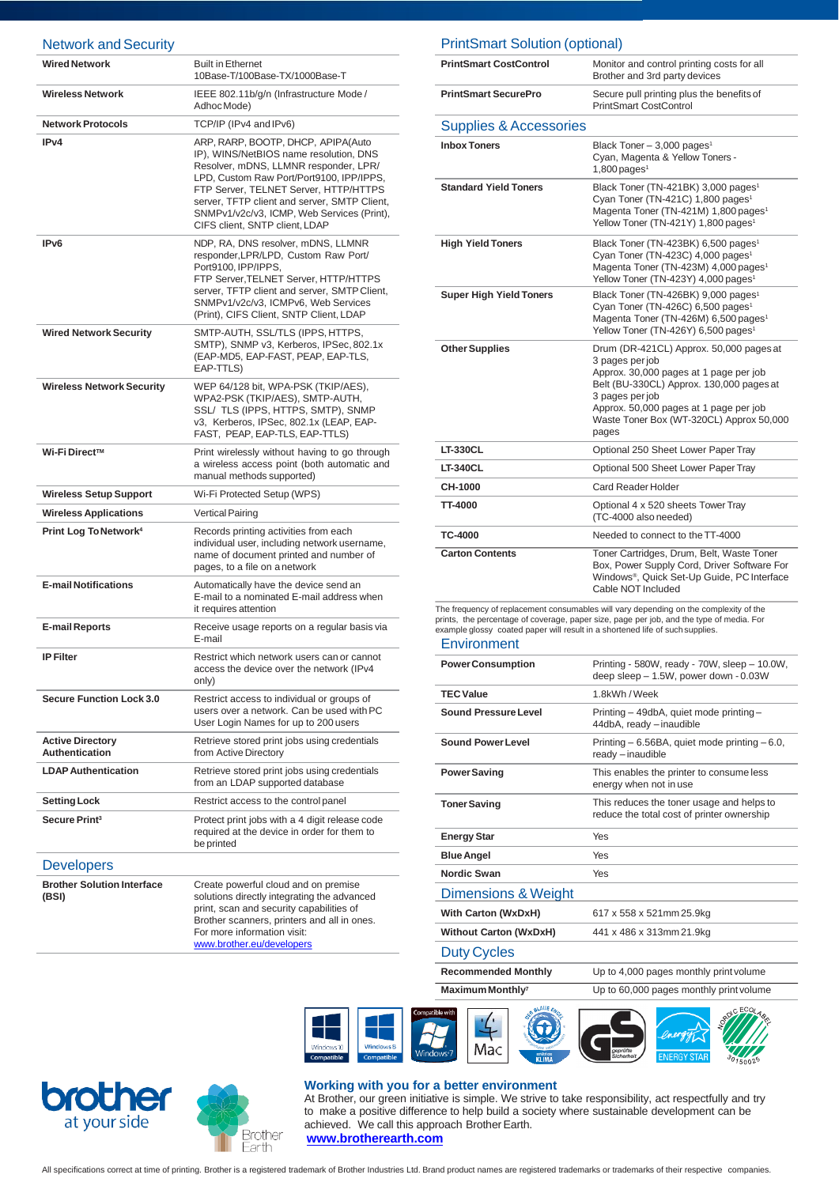## Network and Security

| | |
|---|---|
| **Wired Network** | Built in Ethernet 10Base-T/100Base-TX/1000Base-T |
| **Wireless Network** | IEEE 802.11b/g/n (Infrastructure Mode / Adhoc Mode) |
| **Network Protocols** | TCP/IP (IPv4 and IPv6) |
| **IPv4** | ARP, RARP, BOOTP, DHCP, APIPA(Auto IP), WINS/NetBIOS name resolution, DNS Resolver, mDNS, LLMNR responder, LPR/LPD, Custom Raw Port/Port9100, IPP/IPPS, FTP Server, TELNET Server, HTTP/HTTPS server, TFTP client and server, SMTP Client, SNMPv1/v2c/v3, ICMP, Web Services (Print), CIFS client, SNTP client, LDAP |
| **IPv6** | NDP, RA, DNS resolver, mDNS, LLMNR responder,LPR/LPD, Custom Raw Port/ Port9100, IPP/IPPS, FTP Server,TELNET Server, HTTP/HTTPS server, TFTP client and server, SMTP Client, SNMPv1/v2c/v3, ICMPv6, Web Services (Print), CIFS Client, SNTP Client, LDAP |
| **Wired Network Security** | SMTP-AUTH, SSL/TLS (IPPS, HTTPS, SMTP), SNMP v3, Kerberos, IPSec, 802.1x (EAP-MD5, EAP-FAST, PEAP, EAP-TLS, EAP-TTLS) |
| **Wireless Network Security** | WEP 64/128 bit, WPA-PSK (TKIP/AES), WPA2-PSK (TKIP/AES), SMTP-AUTH, SSL/ TLS (IPPS, HTTPS, SMTP), SNMP v3, Kerberos, IPSec, 802.1x (LEAP, EAP-FAST, PEAP, EAP-TLS, EAP-TTLS) |
| **Wi-Fi Direct™** | Print wirelessly without having to go through a wireless access point (both automatic and manual methods supported) |
| **Wireless Setup Support** | Wi-Fi Protected Setup (WPS) |
| **Wireless Applications** | Vertical Pairing |
| **Print Log To Network**[4] | Records printing activities from each individual user, including network username, name of document printed and number of pages, to a file on a network |
| **E-mail Notifications** | Automatically having the device send an E-mail to a nominated E-mail address when it requires attention |
| **E-mail Reports** | Receive usage reports on a regular basis via E-mail |
| **IP Filter** | Restrict which network users can or cannot access the device over the network (IPv4 only) |
| **Secure Function Lock 3.0** | Restrict access to individual or groups of users over a network. Can be used with PC User Login Names for up to 200 users |
| **Active Directory Authentication** | Retrieve stored print jobs using credentials from Active Directory |
| **LDAP Authentication** | Retrieve stored print jobs using credentials from an LDAP supported database |
| **Setting Lock** | Restrict access to the control panel |
| **Secure Print**[3] | Protect print jobs with a 4 digit release code required at the device in order for them to be printed |

## Developers

| | |
|---|---|
| **Brother Solution Interface (BSI)** | Create powerful cloud and on premise solutions directly integrating the advanced print, scan and security capabilities of Brother scanners, printers and all in ones. For more information visit: www.brother.eu/developers |

## PrintSmart Solution (optional)

| | |
|---|---|
| **PrintSmart CostControl** | Monitor and control printing costs for all Brother and 3rd party devices |
| **PrintSmart SecurePro** | Secure pull printing plus the benefits of PrintSmart CostControl |

## Supplies & Accessories

| | |
|---|---|
| **Inbox Toners** | Black Toner – 3,000 pages[1] Cyan, Magenta & Yellow Toners - 1,800 pages[1] |
| **Standard Yield Toners** | Black Toner (TN-421BK) 3,000 pages[1] Cyan Toner (TN-421C) 1,800 pages[1] Magenta Toner (TN-421M) 1,800 pages[1] Yellow Toner (TN-421Y) 1,800 pages[1] |
| **High Yield Toners** | Black Toner (TN-423BK) 6,500 pages[1] Cyan Toner (TN-423C) 4,000 pages[1] Magenta Toner (TN-423M) 4,000 pages[1] Yellow Toner (TN-423Y) 4,000 pages[1] |
| **Super High Yield Toners** | Black Toner (TN-426BK) 9,000 pages[1] Cyan Toner (TN-426C) 6,500 pages[1] Magenta Toner (TN-426M) 6,500 pages[1] Yellow Toner (TN-426Y) 6,500 pages[1] |
| **Other Supplies** | Drum (DR-421CL) Approx. 50,000 pages at 3 pages per job Approx. 30,000 pages at 1 page per job Belt (BU-330CL) Approx. 130,000 pages at 3 pages per job Approx. 50,000 pages at 1 page per job Waste Toner Box (WT-320CL) Approx 50,000 pages |
| **LT-330CL** | Optional 250 Sheet Lower Paper Tray |
| **LT-340CL** | Optional 500 Sheet Lower Paper Tray |
| **CH-1000** | Card Reader Holder |
| **TT-4000** | Optional 4 x 520 sheets Tower Tray (TC-4000 also needed) |
| **TC-4000** | Needed to connect to the TT-4000 |
| **Carton Contents** | Toner Cartridges, Drum, Belt, Waste Toner Box, Power Supply Cord, Driver Software For Windows®, Quick Set-Up Guide, PC Interface Cable NOT Included |

The frequency of replacement consumables will vary depending on the complexity of the prints, the percentage of coverage, paper size, page per job, and the type of media. For example glossy coated paper will result in a shortened life of such supplies.

## Environment

| | |
|---|---|
| **Power Consumption** | Printing - 580W, ready - 70W, sleep – 10.0W, deep sleep – 1.5W, power down - 0.03W |
| **TEC Value** | 1.8kWh / Week |
| **Sound Pressure Level** | Printing – 49dbA, quiet mode printing – 44dbA, ready – inaudible |
| **Sound Power Level** | Printing – 6.56BA, quiet mode printing – 6.0, ready – inaudible |
| **Power Saving** | This enables the printer to consume less energy when not in use |
| **Toner Saving** | This reduces the toner usage and helps to reduce the total cost of printer ownership |
| **Energy Star** | Yes |
| **Blue Angel** | Yes |
| **Nordic Swan** | Yes |

## Dimensions & Weight

| | |
|---|---|
| **With Carton (WxDxH)** | 617 x 558 x 521mm 25.9kg |
| **Without Carton (WxDxH)** | 441 x 486 x 313mm 21.9kg |

## Duty Cycles

| | |
|---|---|
| **Recommended Monthly** | Up to 4,000 pages monthly print volume |
| **Maximum Monthly**[7] | Up to 60,000 pages monthly print volume |

### Working with you for a better environment

At Brother, our green initiative is simple. We strive to take responsibility, act respectfully and try to make a positive difference to help build a society where sustainable development can be achieved. We call this approach Brother Earth.

**www.brotherearth.com**

All specifications correct at time of printing. Brother is a registered trademark of Brother Industries Ltd. Brand product names are registered trademarks or trademarks of their respective companies.